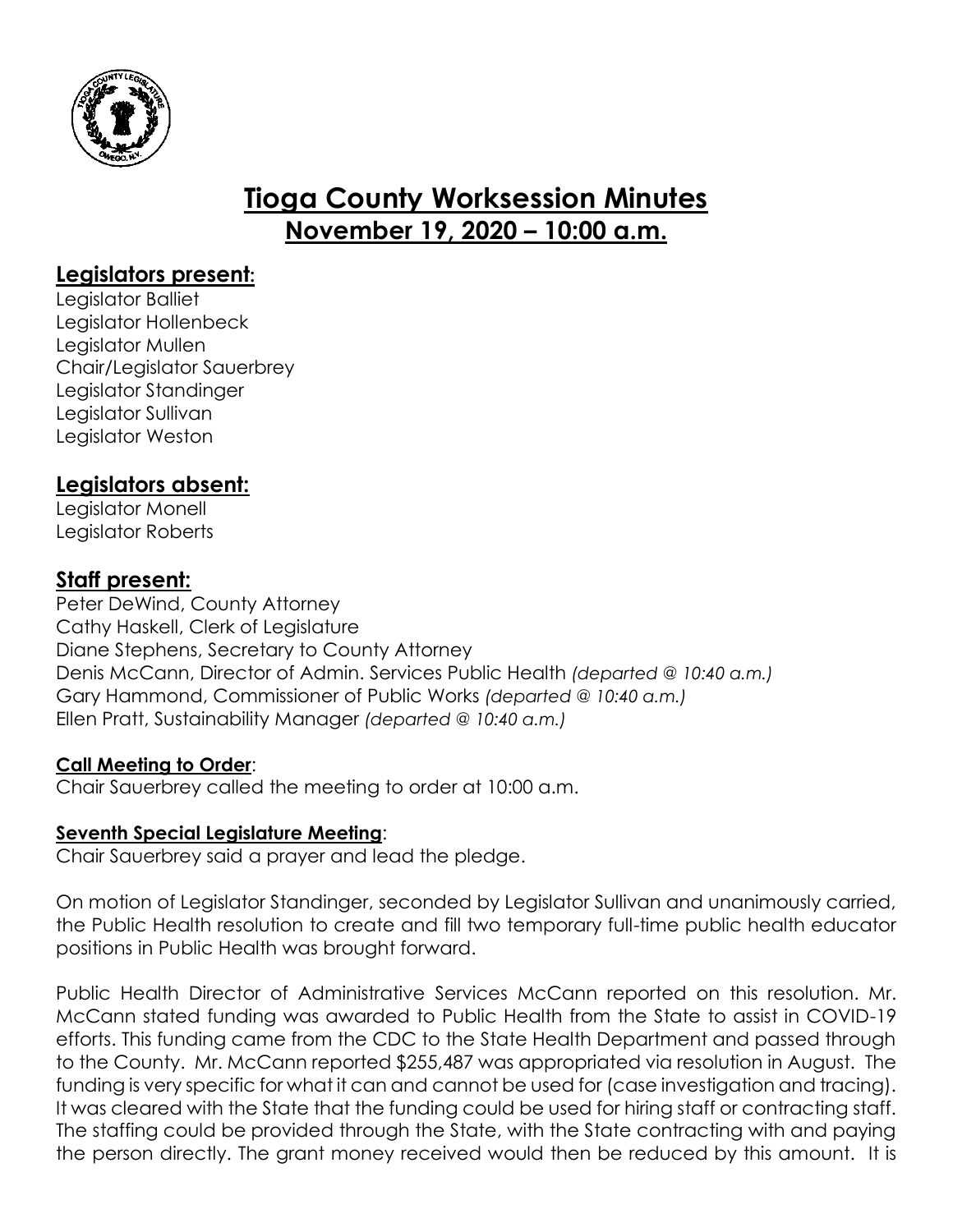# Tioga County Worksession Minutes
## November 19, 2020 – 10:00 a.m.

### Legislators present:

Legislator Balliet
Legislator Hollenbeck
Legislator Mullen
Chair/Legislator Sauerbrey
Legislator Standinger
Legislator Sullivan
Legislator Weston

### Legislators absent:

Legislator Monell
Legislator Roberts

### Staff present:

Peter DeWind, County Attorney
Cathy Haskell, Clerk of Legislature
Diane Stephens, Secretary to County Attorney
Denis McCann, Director of Admin. Services Public Health *(departed @ 10:40 a.m.)*
Gary Hammond, Commissioner of Public Works *(departed @ 10:40 a.m.)*
Ellen Pratt, Sustainability Manager *(departed @ 10:40 a.m.)*

**Call Meeting to Order**:
Chair Sauerbrey called the meeting to order at 10:00 a.m.

**Seventh Special Legislature Meeting**:
Chair Sauerbrey said a prayer and lead the pledge.

On motion of Legislator Standinger, seconded by Legislator Sullivan and unanimously carried, the Public Health resolution to create and fill two temporary full-time public health educator positions in Public Health was brought forward.

Public Health Director of Administrative Services McCann reported on this resolution. Mr. McCann stated funding was awarded to Public Health from the State to assist in COVID-19 efforts. This funding came from the CDC to the State Health Department and passed through to the County. Mr. McCann reported $255,487 was appropriated via resolution in August. The funding is very specific for what it can and cannot be used for (case investigation and tracing). It was cleared with the State that the funding could be used for hiring staff or contracting staff. The staffing could be provided through the State, with the State contracting with and paying the person directly. The grant money received would then be reduced by this amount. It is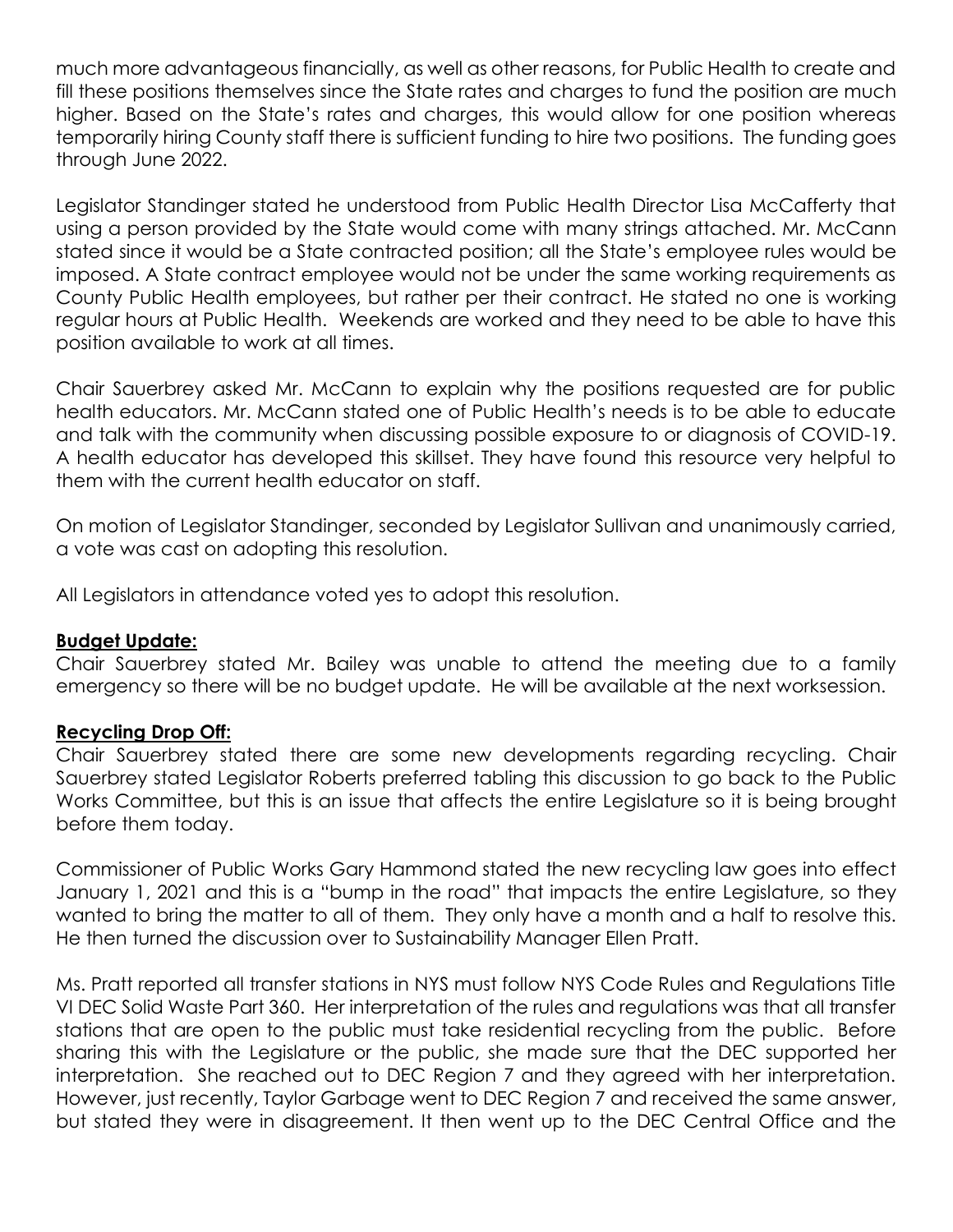much more advantageous financially, as well as other reasons, for Public Health to create and fill these positions themselves since the State rates and charges to fund the position are much higher. Based on the State's rates and charges, this would allow for one position whereas temporarily hiring County staff there is sufficient funding to hire two positions. The funding goes through June 2022.

Legislator Standinger stated he understood from Public Health Director Lisa McCafferty that using a person provided by the State would come with many strings attached. Mr. McCann stated since it would be a State contracted position; all the State's employee rules would be imposed. A State contract employee would not be under the same working requirements as County Public Health employees, but rather per their contract. He stated no one is working regular hours at Public Health. Weekends are worked and they need to be able to have this position available to work at all times.

Chair Sauerbrey asked Mr. McCann to explain why the positions requested are for public health educators. Mr. McCann stated one of Public Health's needs is to be able to educate and talk with the community when discussing possible exposure to or diagnosis of COVID-19. A health educator has developed this skillset. They have found this resource very helpful to them with the current health educator on staff.

On motion of Legislator Standinger, seconded by Legislator Sullivan and unanimously carried, a vote was cast on adopting this resolution.

All Legislators in attendance voted yes to adopt this resolution.

**Budget Update:**

Chair Sauerbrey stated Mr. Bailey was unable to attend the meeting due to a family emergency so there will be no budget update. He will be available at the next worksession.

**Recycling Drop Off:**

Chair Sauerbrey stated there are some new developments regarding recycling. Chair Sauerbrey stated Legislator Roberts preferred tabling this discussion to go back to the Public Works Committee, but this is an issue that affects the entire Legislature so it is being brought before them today.

Commissioner of Public Works Gary Hammond stated the new recycling law goes into effect January 1, 2021 and this is a "bump in the road" that impacts the entire Legislature, so they wanted to bring the matter to all of them. They only have a month and a half to resolve this. He then turned the discussion over to Sustainability Manager Ellen Pratt.

Ms. Pratt reported all transfer stations in NYS must follow NYS Code Rules and Regulations Title VI DEC Solid Waste Part 360. Her interpretation of the rules and regulations was that all transfer stations that are open to the public must take residential recycling from the public. Before sharing this with the Legislature or the public, she made sure that the DEC supported her interpretation. She reached out to DEC Region 7 and they agreed with her interpretation. However, just recently, Taylor Garbage went to DEC Region 7 and received the same answer, but stated they were in disagreement. It then went up to the DEC Central Office and the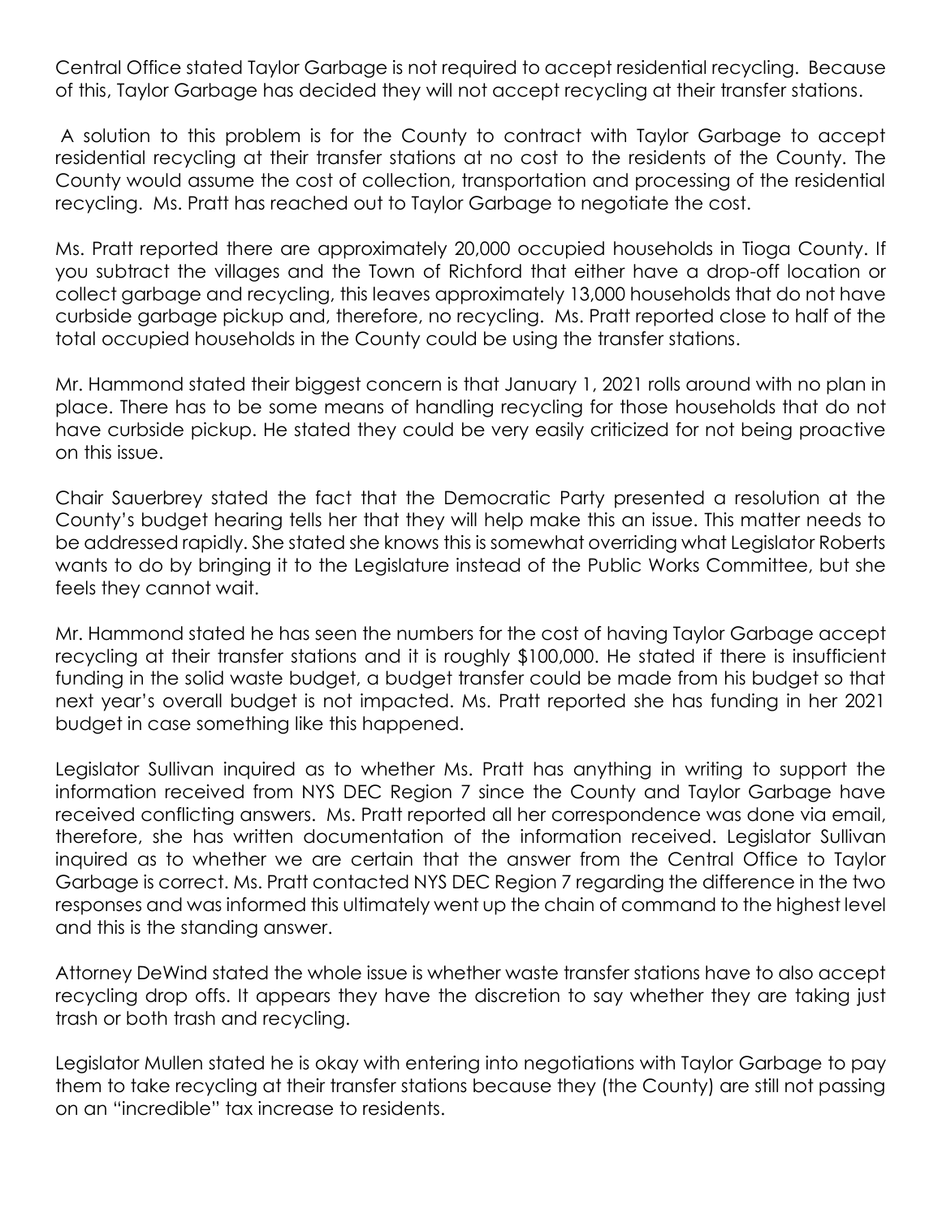Central Office stated Taylor Garbage is not required to accept residential recycling. Because of this, Taylor Garbage has decided they will not accept recycling at their transfer stations.

A solution to this problem is for the County to contract with Taylor Garbage to accept residential recycling at their transfer stations at no cost to the residents of the County. The County would assume the cost of collection, transportation and processing of the residential recycling. Ms. Pratt has reached out to Taylor Garbage to negotiate the cost.

Ms. Pratt reported there are approximately 20,000 occupied households in Tioga County. If you subtract the villages and the Town of Richford that either have a drop-off location or collect garbage and recycling, this leaves approximately 13,000 households that do not have curbside garbage pickup and, therefore, no recycling. Ms. Pratt reported close to half of the total occupied households in the County could be using the transfer stations.

Mr. Hammond stated their biggest concern is that January 1, 2021 rolls around with no plan in place. There has to be some means of handling recycling for those households that do not have curbside pickup. He stated they could be very easily criticized for not being proactive on this issue.

Chair Sauerbrey stated the fact that the Democratic Party presented a resolution at the County's budget hearing tells her that they will help make this an issue. This matter needs to be addressed rapidly. She stated she knows this is somewhat overriding what Legislator Roberts wants to do by bringing it to the Legislature instead of the Public Works Committee, but she feels they cannot wait.

Mr. Hammond stated he has seen the numbers for the cost of having Taylor Garbage accept recycling at their transfer stations and it is roughly $100,000. He stated if there is insufficient funding in the solid waste budget, a budget transfer could be made from his budget so that next year's overall budget is not impacted. Ms. Pratt reported she has funding in her 2021 budget in case something like this happened.

Legislator Sullivan inquired as to whether Ms. Pratt has anything in writing to support the information received from NYS DEC Region 7 since the County and Taylor Garbage have received conflicting answers. Ms. Pratt reported all her correspondence was done via email, therefore, she has written documentation of the information received. Legislator Sullivan inquired as to whether we are certain that the answer from the Central Office to Taylor Garbage is correct. Ms. Pratt contacted NYS DEC Region 7 regarding the difference in the two responses and was informed this ultimately went up the chain of command to the highest level and this is the standing answer.

Attorney DeWind stated the whole issue is whether waste transfer stations have to also accept recycling drop offs. It appears they have the discretion to say whether they are taking just trash or both trash and recycling.

Legislator Mullen stated he is okay with entering into negotiations with Taylor Garbage to pay them to take recycling at their transfer stations because they (the County) are still not passing on an "incredible" tax increase to residents.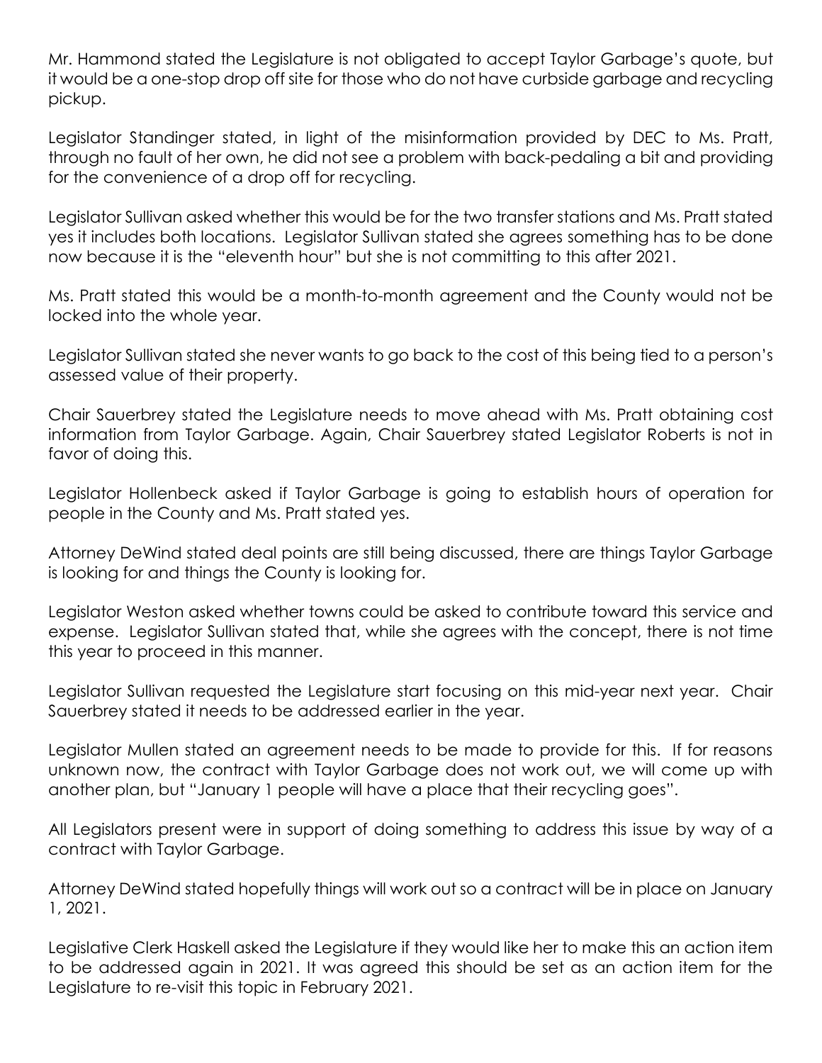Mr. Hammond stated the Legislature is not obligated to accept Taylor Garbage's quote, but it would be a one-stop drop off site for those who do not have curbside garbage and recycling pickup.

Legislator Standinger stated, in light of the misinformation provided by DEC to Ms. Pratt, through no fault of her own, he did not see a problem with back-pedaling a bit and providing for the convenience of a drop off for recycling.

Legislator Sullivan asked whether this would be for the two transfer stations and Ms. Pratt stated yes it includes both locations. Legislator Sullivan stated she agrees something has to be done now because it is the "eleventh hour" but she is not committing to this after 2021.

Ms. Pratt stated this would be a month-to-month agreement and the County would not be locked into the whole year.

Legislator Sullivan stated she never wants to go back to the cost of this being tied to a person's assessed value of their property.

Chair Sauerbrey stated the Legislature needs to move ahead with Ms. Pratt obtaining cost information from Taylor Garbage. Again, Chair Sauerbrey stated Legislator Roberts is not in favor of doing this.

Legislator Hollenbeck asked if Taylor Garbage is going to establish hours of operation for people in the County and Ms. Pratt stated yes.

Attorney DeWind stated deal points are still being discussed, there are things Taylor Garbage is looking for and things the County is looking for.

Legislator Weston asked whether towns could be asked to contribute toward this service and expense. Legislator Sullivan stated that, while she agrees with the concept, there is not time this year to proceed in this manner.

Legislator Sullivan requested the Legislature start focusing on this mid-year next year. Chair Sauerbrey stated it needs to be addressed earlier in the year.

Legislator Mullen stated an agreement needs to be made to provide for this. If for reasons unknown now, the contract with Taylor Garbage does not work out, we will come up with another plan, but "January 1 people will have a place that their recycling goes".

All Legislators present were in support of doing something to address this issue by way of a contract with Taylor Garbage.

Attorney DeWind stated hopefully things will work out so a contract will be in place on January 1, 2021.

Legislative Clerk Haskell asked the Legislature if they would like her to make this an action item to be addressed again in 2021. It was agreed this should be set as an action item for the Legislature to re-visit this topic in February 2021.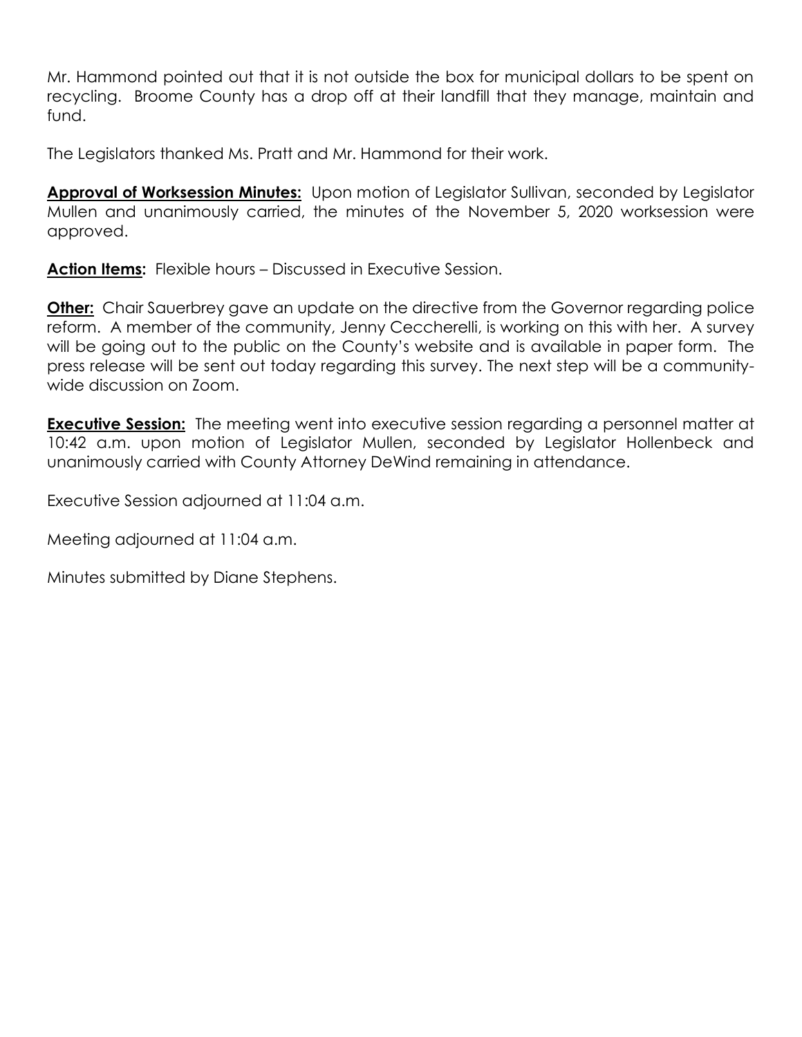Mr. Hammond pointed out that it is not outside the box for municipal dollars to be spent on recycling. Broome County has a drop off at their landfill that they manage, maintain and fund.

The Legislators thanked Ms. Pratt and Mr. Hammond for their work.

**Approval of Worksession Minutes:** Upon motion of Legislator Sullivan, seconded by Legislator Mullen and unanimously carried, the minutes of the November 5, 2020 worksession were approved.

**Action Items:** Flexible hours – Discussed in Executive Session.

**Other:** Chair Sauerbrey gave an update on the directive from the Governor regarding police reform. A member of the community, Jenny Ceccherelli, is working on this with her. A survey will be going out to the public on the County's website and is available in paper form. The press release will be sent out today regarding this survey. The next step will be a community-wide discussion on Zoom.

**Executive Session:** The meeting went into executive session regarding a personnel matter at 10:42 a.m. upon motion of Legislator Mullen, seconded by Legislator Hollenbeck and unanimously carried with County Attorney DeWind remaining in attendance.

Executive Session adjourned at 11:04 a.m.

Meeting adjourned at 11:04 a.m.

Minutes submitted by Diane Stephens.